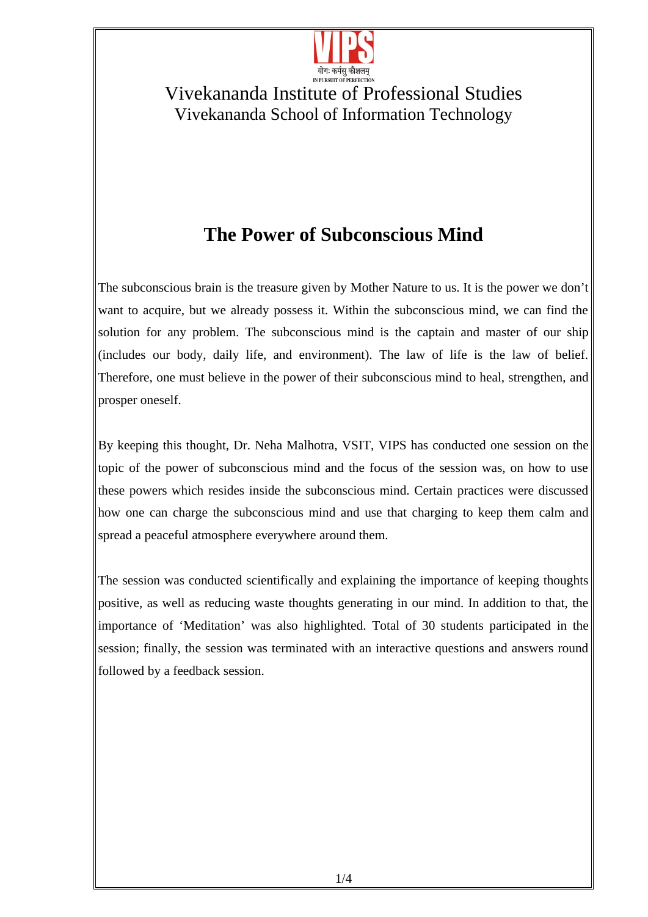Vivekananda Institute of Professional Studies

Vivekananda School of Information Technology

# The Power of Subconscious Mind

The subconscious brain is the treasure given by Mother Nature to us. It is the power we don't want to acquire, but we already possess it. Within the subconscious mind, we can find the solution for any problem. The subconscious mind is the captain and master of our ship (includes our body, daily life, and environment). The law of life is the law of belief. Therefore, one must believe in the power of their subconscious mind to heal, strengthen, and prosper oneself.

By keeping this thought, Dr. Neha Malhotra, VSIT, VIPS has conducted one session on the topic of the power of subconscious mind and the focus of the session was, on how to use these powers which resides inside the subconscious mind. Certain practices were discussed how one can charge the subconscious mind and use that charging to keep them calm and spread a peaceful atmosphere everywhere around them.

The session was conducted scientifically and explaining the importance of keeping thoughts positive, as well as reducing waste thoughts generating in our mind. In addition to that, the importance of 'Meditation' was also highlighted. Total of 30 students participated in the session; finally, the session was terminated with an interactive questions and answers round followed by a feedback session.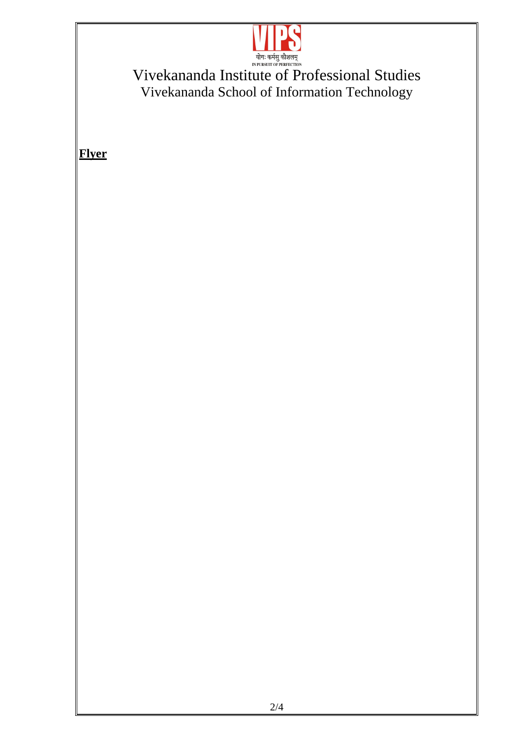Vivekananda Institute of Professional Studies

Vivekananda School of Information Technology

**Flyer**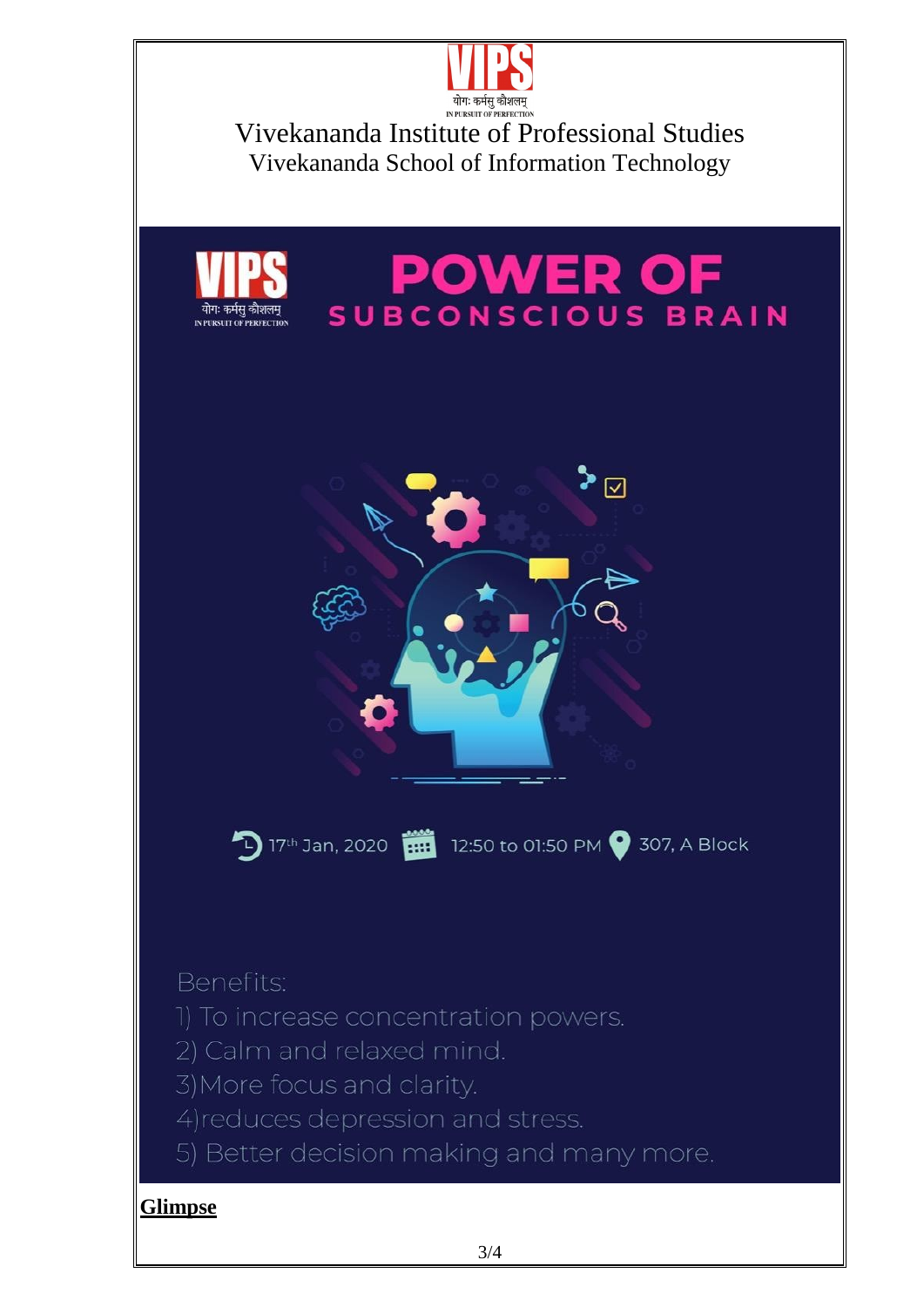Vivekananda Institute of Professional Studies

Vivekananda School of Information Technology

# POWER OF SUBCONSCIOUS BRAIN

17th Jan, 2020 | 12:50 to 01:50 PM | 307, A Block

Benefits:

1) To increase concentration powers.
2) Calm and relaxed mind.
3) More focus and clarity.
4) reduces depression and stress.
5) Better decision making and many more.

**Glimpse**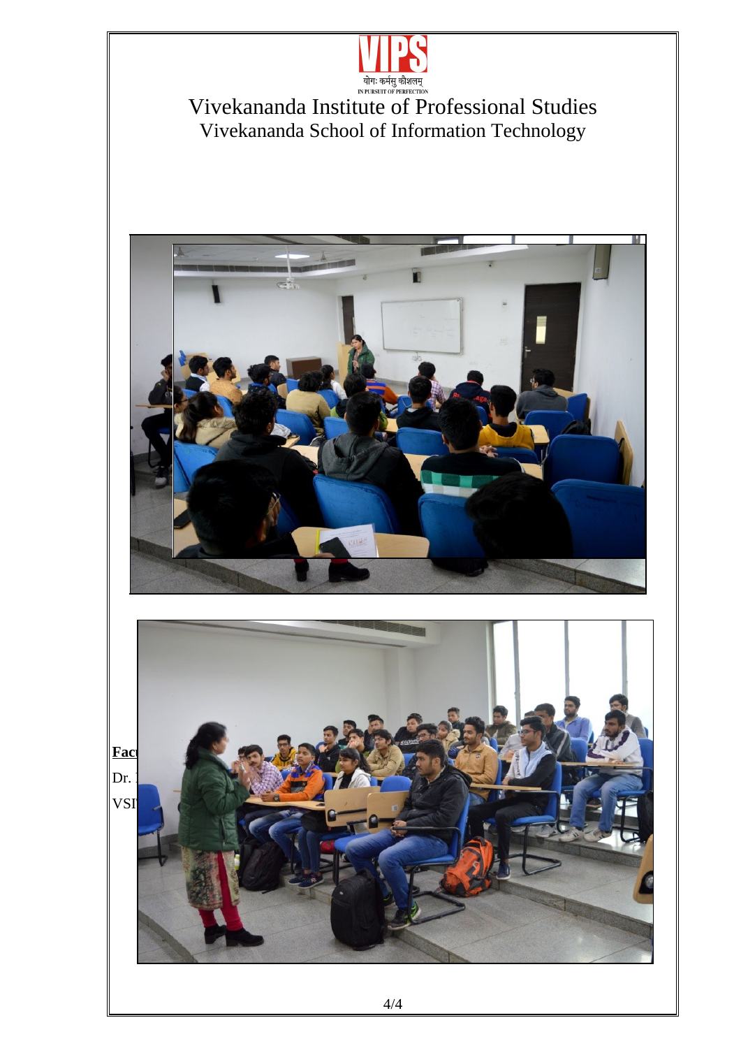योगः कर्मसु कौशलम्
IN PURSUIT OF PERFECTION

Vivekananda Institute of Professional Studies

Vivekananda School of Information Technology

**Fac**

Dr.

VSI